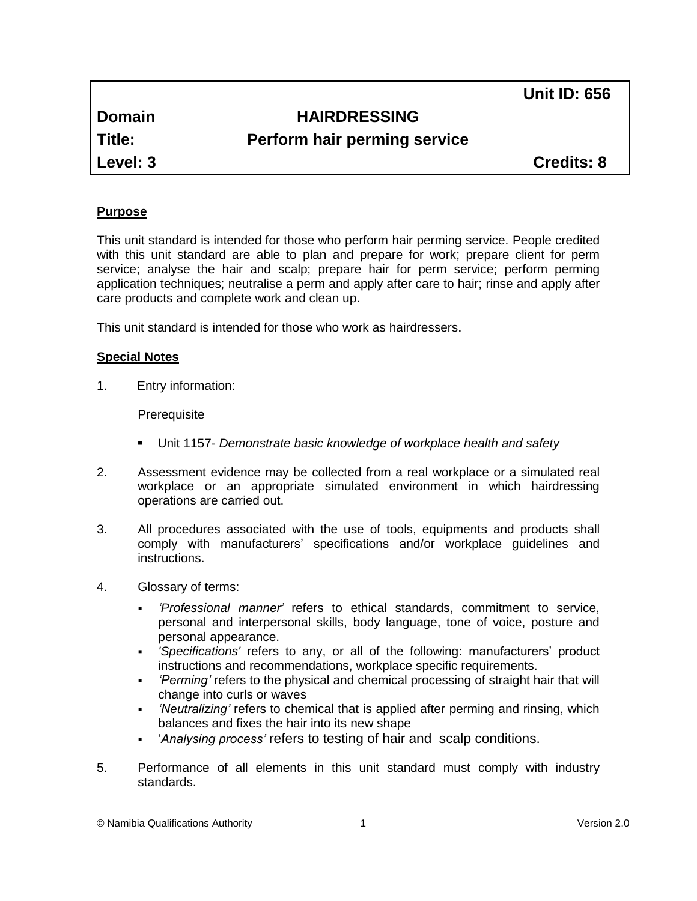| | | Unit ID: 656 |
|---|---|---|
| **Domain** | **HAIRDRESSING** | |
| **Title:** | **Perform hair perming service** | |
| **Level: 3** | | **Credits: 8** |

## Purpose

This unit standard is intended for those who perform hair perming service. People credited with this unit standard are able to plan and prepare for work; prepare client for perm service; analyse the hair and scalp; prepare hair for perm service; perform perming application techniques; neutralise a perm and apply after care to hair; rinse and apply after care products and complete work and clean up.

This unit standard is intended for those who work as hairdressers.

## Special Notes

1. Entry information:

   Prerequisite

   - Unit 1157- *Demonstrate basic knowledge of workplace health and safety*

2. Assessment evidence may be collected from a real workplace or a simulated real workplace or an appropriate simulated environment in which hairdressing operations are carried out.

3. All procedures associated with the use of tools, equipments and products shall comply with manufacturers' specifications and/or workplace guidelines and instructions.

4. Glossary of terms:

   - *'Professional manner'* refers to ethical standards, commitment to service, personal and interpersonal skills, body language, tone of voice, posture and personal appearance.
   - *'Specifications'* refers to any, or all of the following: manufacturers' product instructions and recommendations, workplace specific requirements.
   - *'Perming'* refers to the physical and chemical processing of straight hair that will change into curls or waves
   - *'Neutralizing'* refers to chemical that is applied after perming and rinsing, which balances and fixes the hair into its new shape
   - '*Analysing process'* refers to testing of hair and scalp conditions.

5. Performance of all elements in this unit standard must comply with industry standards.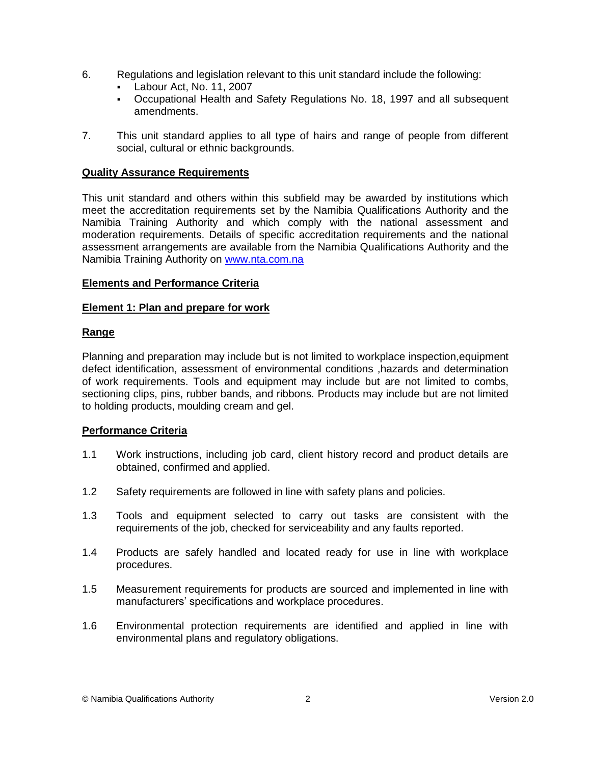6. Regulations and legislation relevant to this unit standard include the following:
   - Labour Act, No. 11, 2007
   - Occupational Health and Safety Regulations No. 18, 1997 and all subsequent amendments.

7. This unit standard applies to all type of hairs and range of people from different social, cultural or ethnic backgrounds.

**Quality Assurance Requirements**

This unit standard and others within this subfield may be awarded by institutions which meet the accreditation requirements set by the Namibia Qualifications Authority and the Namibia Training Authority and which comply with the national assessment and moderation requirements. Details of specific accreditation requirements and the national assessment arrangements are available from the Namibia Qualifications Authority and the Namibia Training Authority on www.nta.com.na

**Elements and Performance Criteria**

**Element 1: Plan and prepare for work**

**Range**

Planning and preparation may include but is not limited to workplace inspection,equipment defect identification, assessment of environmental conditions ,hazards and determination of work requirements. Tools and equipment may include but are not limited to combs, sectioning clips, pins, rubber bands, and ribbons. Products may include but are not limited to holding products, moulding cream and gel.

**Performance Criteria**

1.1 Work instructions, including job card, client history record and product details are obtained, confirmed and applied.

1.2 Safety requirements are followed in line with safety plans and policies.

1.3 Tools and equipment selected to carry out tasks are consistent with the requirements of the job, checked for serviceability and any faults reported.

1.4 Products are safely handled and located ready for use in line with workplace procedures.

1.5 Measurement requirements for products are sourced and implemented in line with manufacturers' specifications and workplace procedures.

1.6 Environmental protection requirements are identified and applied in line with environmental plans and regulatory obligations.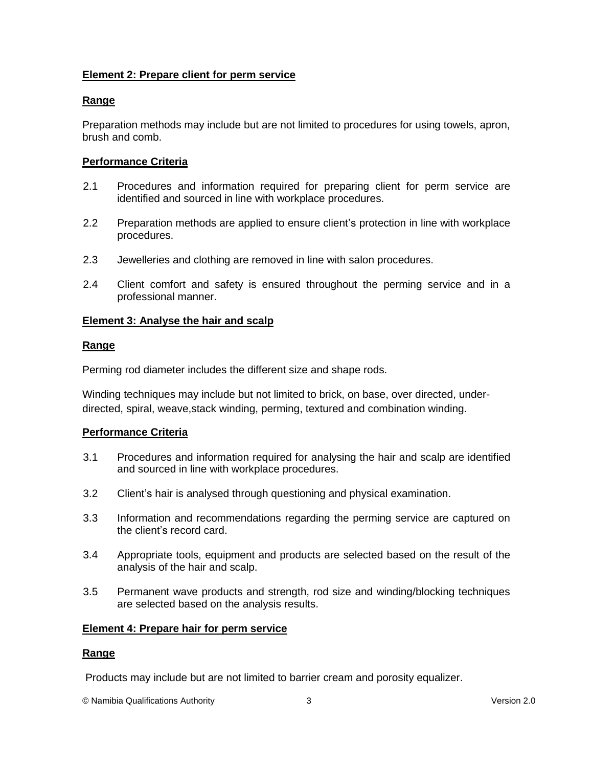**Element 2: Prepare client for perm service**

**Range**

Preparation methods may include but are not limited to procedures for using towels, apron, brush and comb.

**Performance Criteria**

2.1 Procedures and information required for preparing client for perm service are identified and sourced in line with workplace procedures.

2.2 Preparation methods are applied to ensure client's protection in line with workplace procedures.

2.3 Jewelleries and clothing are removed in line with salon procedures.

2.4 Client comfort and safety is ensured throughout the perming service and in a professional manner.

**Element 3: Analyse the hair and scalp**

**Range**

Perming rod diameter includes the different size and shape rods.

Winding techniques may include but not limited to brick, on base, over directed, under-directed, spiral, weave,stack winding, perming, textured and combination winding.

**Performance Criteria**

3.1 Procedures and information required for analysing the hair and scalp are identified and sourced in line with workplace procedures.

3.2 Client's hair is analysed through questioning and physical examination.

3.3 Information and recommendations regarding the perming service are captured on the client's record card.

3.4 Appropriate tools, equipment and products are selected based on the result of the analysis of the hair and scalp.

3.5 Permanent wave products and strength, rod size and winding/blocking techniques are selected based on the analysis results.

**Element 4: Prepare hair for perm service**

**Range**

Products may include but are not limited to barrier cream and porosity equalizer.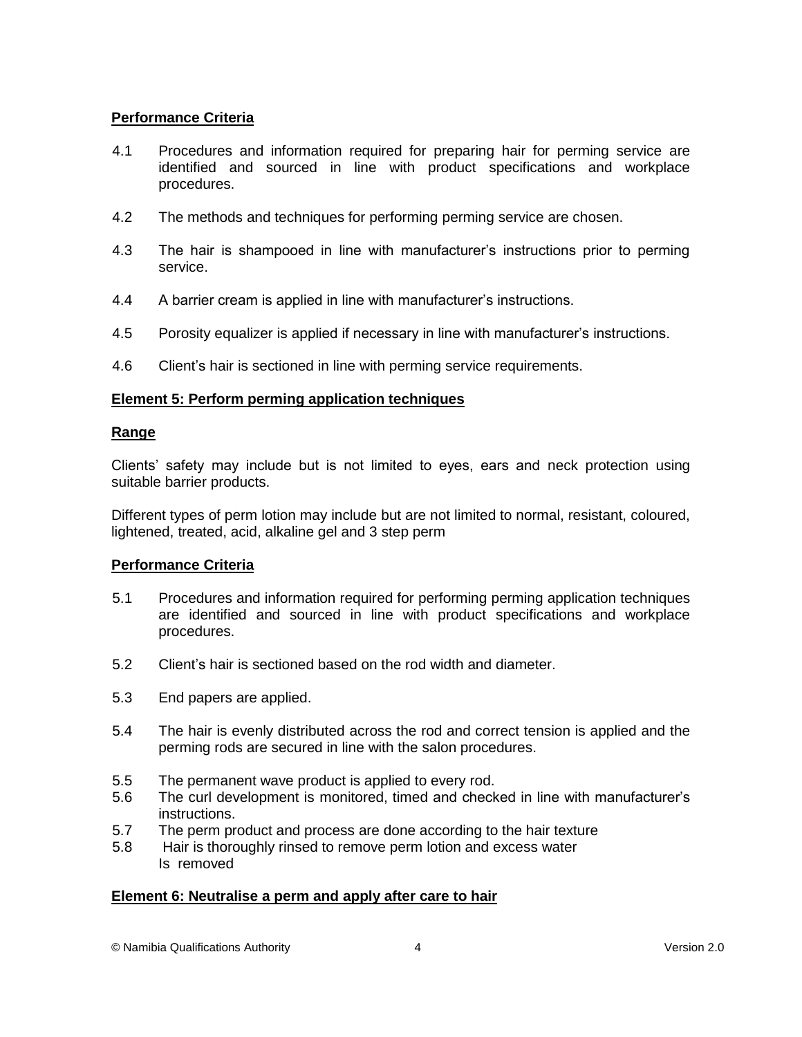**Performance Criteria**

4.1 Procedures and information required for preparing hair for perming service are identified and sourced in line with product specifications and workplace procedures.

4.2 The methods and techniques for performing perming service are chosen.

4.3 The hair is shampooed in line with manufacturer's instructions prior to perming service.

4.4 A barrier cream is applied in line with manufacturer's instructions.

4.5 Porosity equalizer is applied if necessary in line with manufacturer's instructions.

4.6 Client's hair is sectioned in line with perming service requirements.

**Element 5: Perform perming application techniques**

**Range**

Clients' safety may include but is not limited to eyes, ears and neck protection using suitable barrier products.

Different types of perm lotion may include but are not limited to normal, resistant, coloured, lightened, treated, acid, alkaline gel and 3 step perm

**Performance Criteria**

5.1 Procedures and information required for performing perming application techniques are identified and sourced in line with product specifications and workplace procedures.

5.2 Client's hair is sectioned based on the rod width and diameter.

5.3 End papers are applied.

5.4 The hair is evenly distributed across the rod and correct tension is applied and the perming rods are secured in line with the salon procedures.

5.5 The permanent wave product is applied to every rod.

5.6 The curl development is monitored, timed and checked in line with manufacturer's instructions.

5.7 The perm product and process are done according to the hair texture

5.8 Hair is thoroughly rinsed to remove perm lotion and excess water Is removed

**Element 6: Neutralise a perm and apply after care to hair**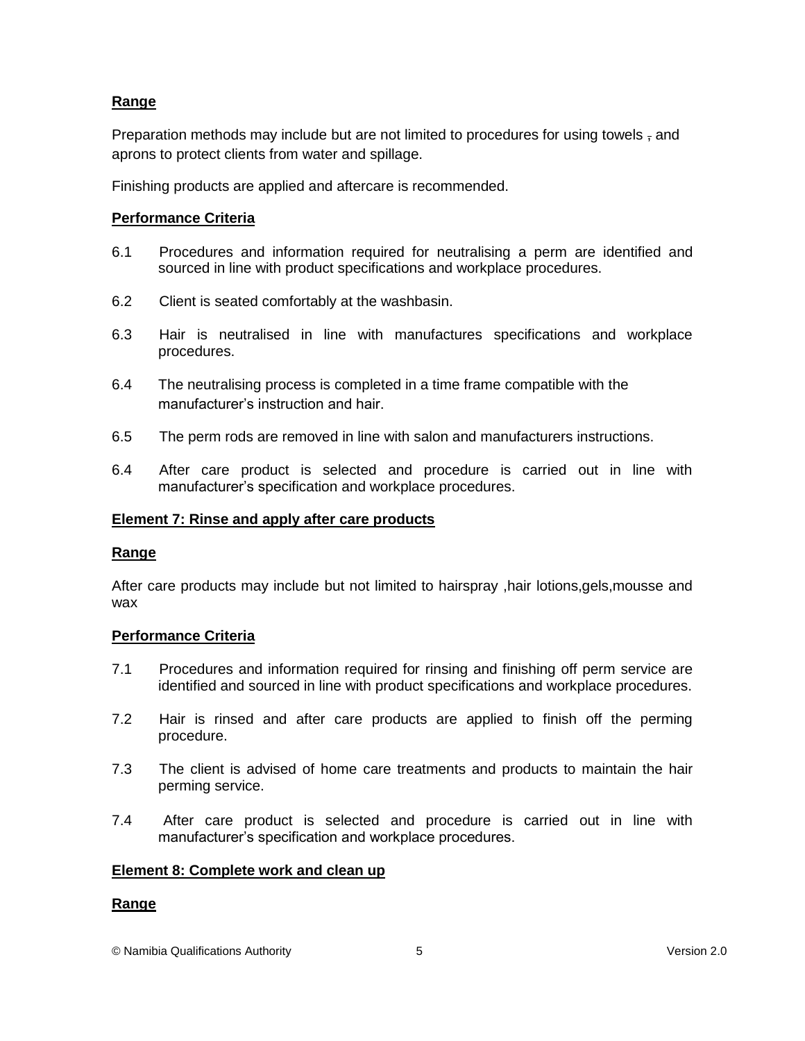**Range**

Preparation methods may include but are not limited to procedures for using towels , and aprons to protect clients from water and spillage.

Finishing products are applied and aftercare is recommended.

**Performance Criteria**

6.1 Procedures and information required for neutralising a perm are identified and sourced in line with product specifications and workplace procedures.

6.2 Client is seated comfortably at the washbasin.

6.3 Hair is neutralised in line with manufactures specifications and workplace procedures.

6.4 The neutralising process is completed in a time frame compatible with the manufacturer's instruction and hair.

6.5 The perm rods are removed in line with salon and manufacturers instructions.

6.4 After care product is selected and procedure is carried out in line with manufacturer's specification and workplace procedures.

**Element 7: Rinse and apply after care products**

**Range**

After care products may include but not limited to hairspray ,hair lotions,gels,mousse and wax

**Performance Criteria**

7.1 Procedures and information required for rinsing and finishing off perm service are identified and sourced in line with product specifications and workplace procedures.

7.2 Hair is rinsed and after care products are applied to finish off the perming procedure.

7.3 The client is advised of home care treatments and products to maintain the hair perming service.

7.4 After care product is selected and procedure is carried out in line with manufacturer's specification and workplace procedures.

**Element 8: Complete work and clean up**

**Range**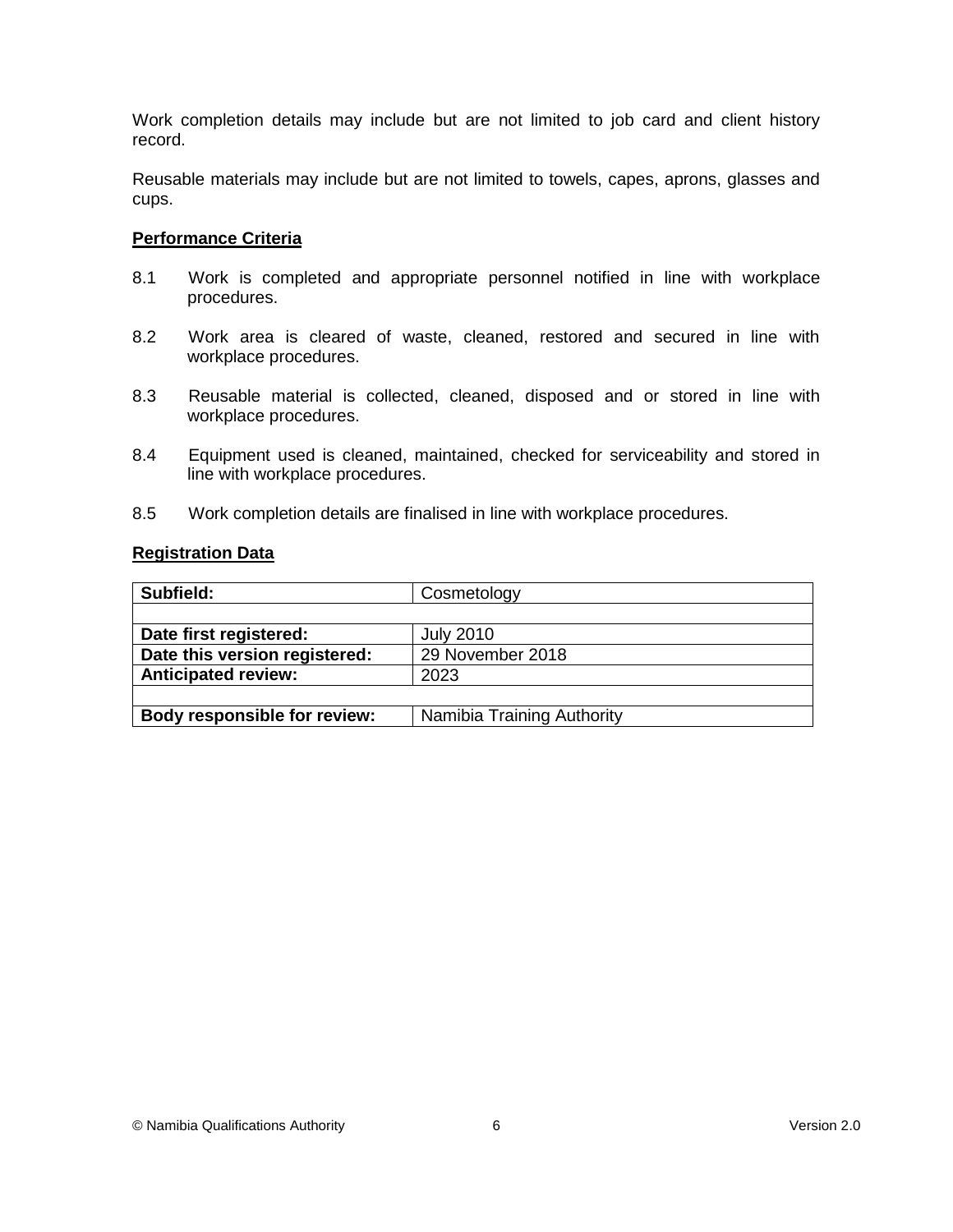Work completion details may include but are not limited to job card and client history record.

Reusable materials may include but are not limited to towels, capes, aprons, glasses and cups.

**Performance Criteria**

8.1 Work is completed and appropriate personnel notified in line with workplace procedures.

8.2 Work area is cleared of waste, cleaned, restored and secured in line with workplace procedures.

8.3 Reusable material is collected, cleaned, disposed and or stored in line with workplace procedures.

8.4 Equipment used is cleaned, maintained, checked for serviceability and stored in line with workplace procedures.

8.5 Work completion details are finalised in line with workplace procedures.

**Registration Data**

| | |
|---|---|
| **Subfield:** | Cosmetology |
| | |
| **Date first registered:** | July 2010 |
| **Date this version registered:** | 29 November 2018 |
| **Anticipated review:** | 2023 |
| | |
| **Body responsible for review:** | Namibia Training Authority |